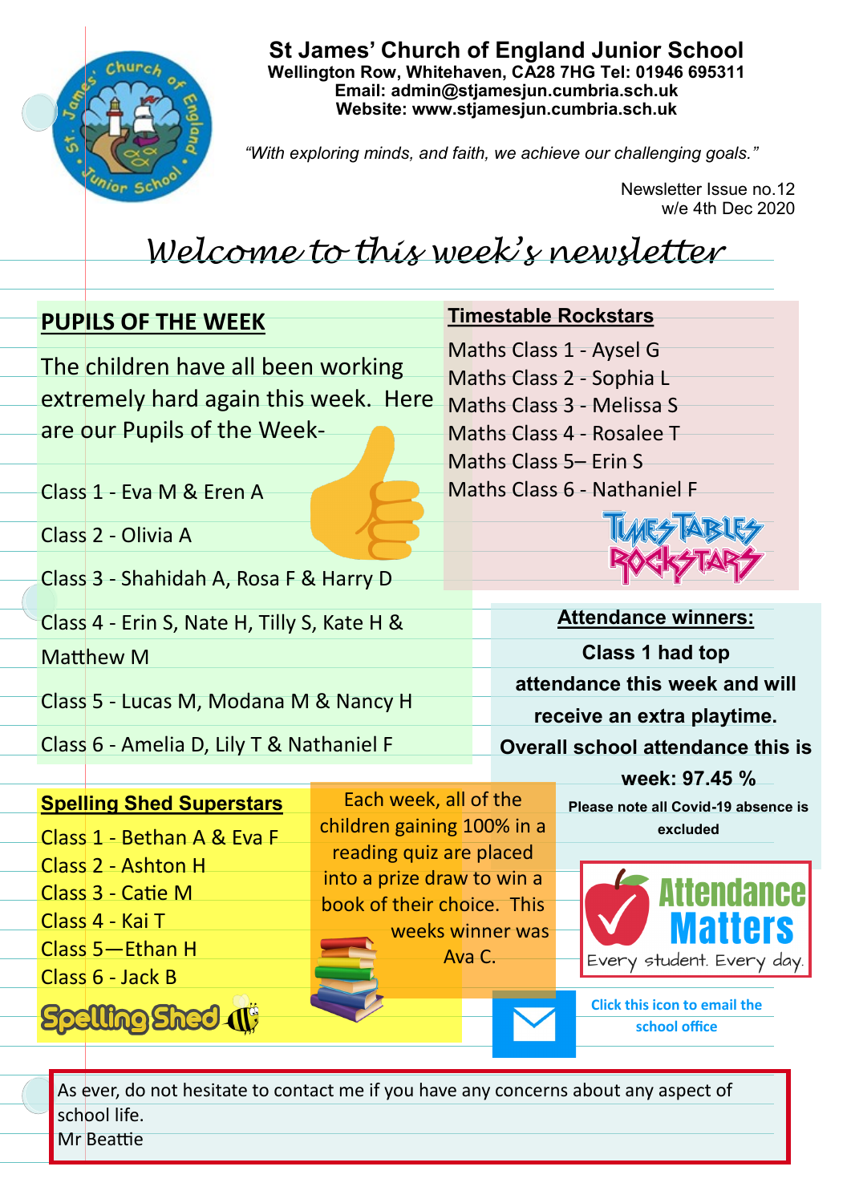# St James' Church of England Junior School

**Wellington Row, Whitehaven, CA28 7HG Tel: 01946 695311**
**Email: admin@stjamesjun.cumbria.sch.uk**
**Website: www.stjamesjun.cumbria.sch.uk**

*"With exploring minds, and faith, we achieve our challenging goals."*

Newsletter Issue no.12
w/e 4th Dec 2020

## *Welcome to this week's newsletter*

## PUPILS OF THE WEEK

The children have all been working extremely hard again this week. Here are our Pupils of the Week-

Class 1 - Eva M & Eren A

Class 2 - Olivia A

Class 3 - Shahidah A, Rosa F & Harry D

Class 4 - Erin S, Nate H, Tilly S, Kate H & Matthew M

Class 5 - Lucas M, Modana M & Nancy H

Class 6 - Amelia D, Lily T & Nathaniel F

## Timestable Rockstars

Maths Class 1 - Aysel G
Maths Class 2 - Sophia L
Maths Class 3 - Melissa S
Maths Class 4 - Rosalee T
Maths Class 5– Erin S
Maths Class 6 - Nathaniel F

TIMES TABLES ROCKSTARS

## Attendance winners:

**Class 1 had top attendance this week and will receive an extra playtime.**

**Overall school attendance this is week: 97.45 %**

**Please note all Covid-19 absence is excluded**

Attendance Matters
Every student. Every day.

## Spelling Shed Superstars

Class 1 - Bethan A & Eva F
Class 2 - Ashton H
Class 3 - Catie M
Class 4 - Kai T
Class 5—Ethan H
Class 6 - Jack B

Spelling Shed

Each week, all of the children gaining 100% in a reading quiz are placed into a prize draw to win a book of their choice. This weeks winner was Ava C.

**Click this icon to email the school office**

As ever, do not hesitate to contact me if you have any concerns about any aspect of school life.
Mr Beattie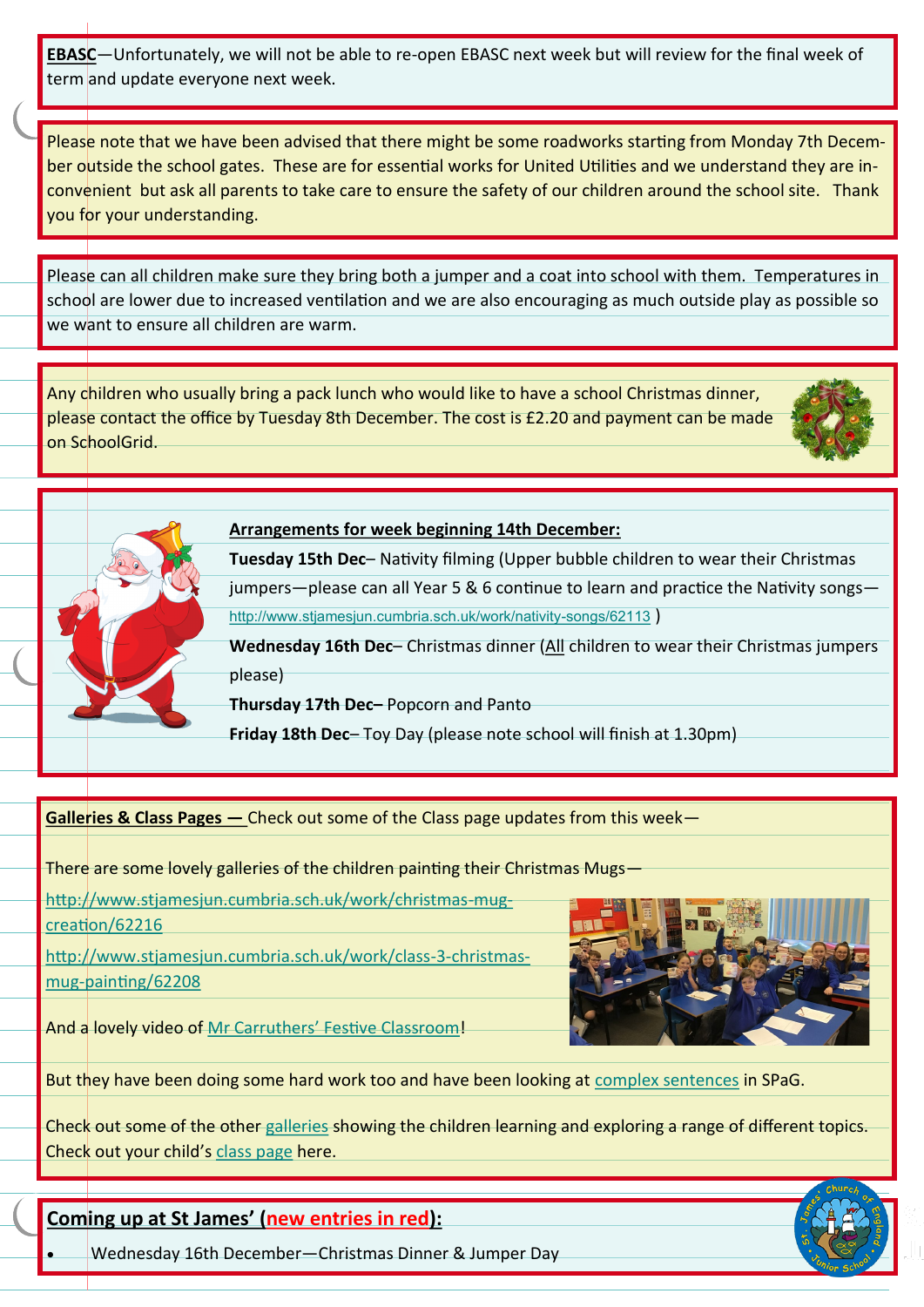**EBASC**—Unfortunately, we will not be able to re-open EBASC next week but will review for the final week of term and update everyone next week.

Please note that we have been advised that there might be some roadworks starting from Monday 7th December outside the school gates. These are for essential works for United Utilities and we understand they are inconvenient but ask all parents to take care to ensure the safety of our children around the school site. Thank you for your understanding.

Please can all children make sure they bring both a jumper and a coat into school with them. Temperatures in school are lower due to increased ventilation and we are also encouraging as much outside play as possible so we want to ensure all children are warm.

Any children who usually bring a pack lunch who would like to have a school Christmas dinner, please contact the office by Tuesday 8th December. The cost is £2.20 and payment can be made on SchoolGrid.

**Arrangements for week beginning 14th December:**

**Tuesday 15th Dec**– Nativity filming (Upper bubble children to wear their Christmas jumpers—please can all Year 5 & 6 continue to learn and practice the Nativity songs—http://www.stjamesjun.cumbria.sch.uk/work/nativity-songs/62113 )

**Wednesday 16th Dec**– Christmas dinner (All children to wear their Christmas jumpers please)

**Thursday 17th Dec–** Popcorn and Panto

**Friday 18th Dec**– Toy Day (please note school will finish at 1.30pm)

**Galleries & Class Pages —** Check out some of the Class page updates from this week—

There are some lovely galleries of the children painting their Christmas Mugs—

http://www.stjamesjun.cumbria.sch.uk/work/christmas-mug-creation/62216

http://www.stjamesjun.cumbria.sch.uk/work/class-3-christmas-mug-painting/62208

And a lovely video of Mr Carruthers' Festive Classroom!

But they have been doing some hard work too and have been looking at complex sentences in SPaG.

Check out some of the other galleries showing the children learning and exploring a range of different topics. Check out your child's class page here.

## Coming up at St James' (new entries in red):

- Wednesday 16th December—Christmas Dinner & Jumper Day